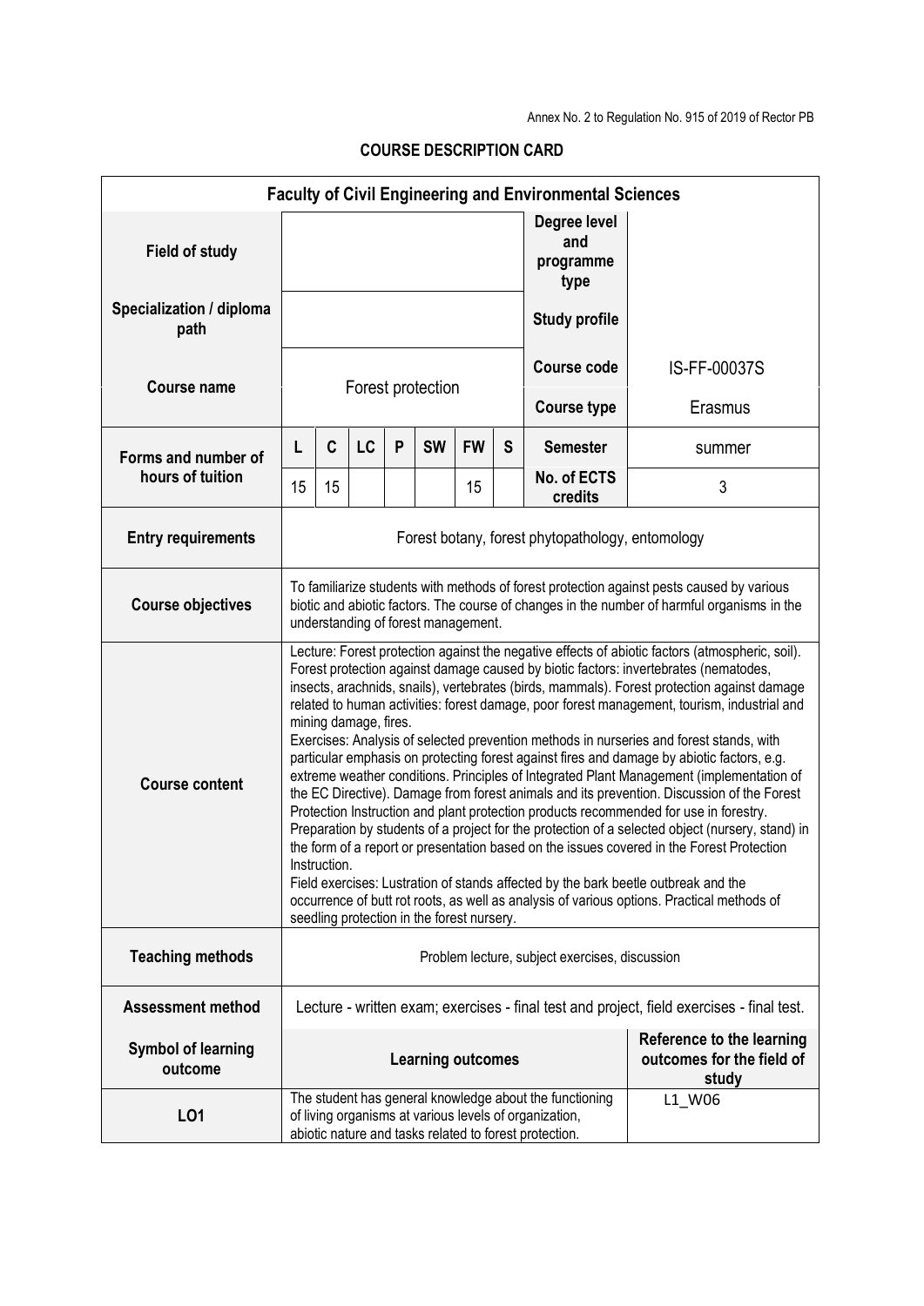Annex No. 2 to Regulation No. 915 of 2019 of Rector PB

# COURSE DESCRIPTION CARD

| Faculty of Civil Engineering and Environmental Sciences | | | | | | | | | |
|---|---|---|---|---|---|---|---|---|---|
| **Field of study** | | | | | | | | **Degree level and programme type** | |
| **Specialization / diploma path** | | | | | | | | **Study profile** | |
| **Course name** | Forest protection | | | | | | | **Course code** | IS-FF-00037S |
| | | | | | | | | **Course type** | Erasmus |
| **Forms and number of hours of tuition** | **L** | **C** | **LC** | **P** | **SW** | **FW** | **S** | **Semester** | summer |
| | 15 | 15 | | | | 15 | | **No. of ECTS credits** | 3 |
| **Entry requirements** | Forest botany, forest phytopathology, entomology | | | | | | | | |
| **Course objectives** | To familiarize students with methods of forest protection against pests caused by various biotic and abiotic factors. The course of changes in the number of harmful organisms in the understanding of forest management. | | | | | | | | |
| **Course content** | Lecture: Forest protection against the negative effects of abiotic factors (atmospheric, soil). Forest protection against damage caused by biotic factors: invertebrates (nematodes, insects, arachnids, snails), vertebrates (birds, mammals). Forest protection against damage related to human activities: forest damage, poor forest management, tourism, industrial and mining damage, fires.<br>Exercises: Analysis of selected prevention methods in nurseries and forest stands, with particular emphasis on protecting forest against fires and damage by abiotic factors, e.g. extreme weather conditions. Principles of Integrated Plant Management (implementation of the EC Directive). Damage from forest animals and its prevention. Discussion of the Forest Protection Instruction and plant protection products recommended for use in forestry. Preparation by students of a project for the protection of a selected object (nursery, stand) in the form of a report or presentation based on the issues covered in the Forest Protection Instruction.<br>Field exercises: Lustration of stands affected by the bark beetle outbreak and the occurrence of butt rot roots, as well as analysis of various options. Practical methods of seedling protection in the forest nursery. | | | | | | | | |
| **Teaching methods** | Problem lecture, subject exercises, discussion | | | | | | | | |
| **Assessment method** | Lecture - written exam; exercises - final test and project, field exercises - final test. | | | | | | | | |
| **Symbol of learning outcome** | **Learning outcomes** | | | | | | | | **Reference to the learning outcomes for the field of study** |
| **LO1** | The student has general knowledge about the functioning of living organisms at various levels of organization, abiotic nature and tasks related to forest protection. | | | | | | | | L1_W06 |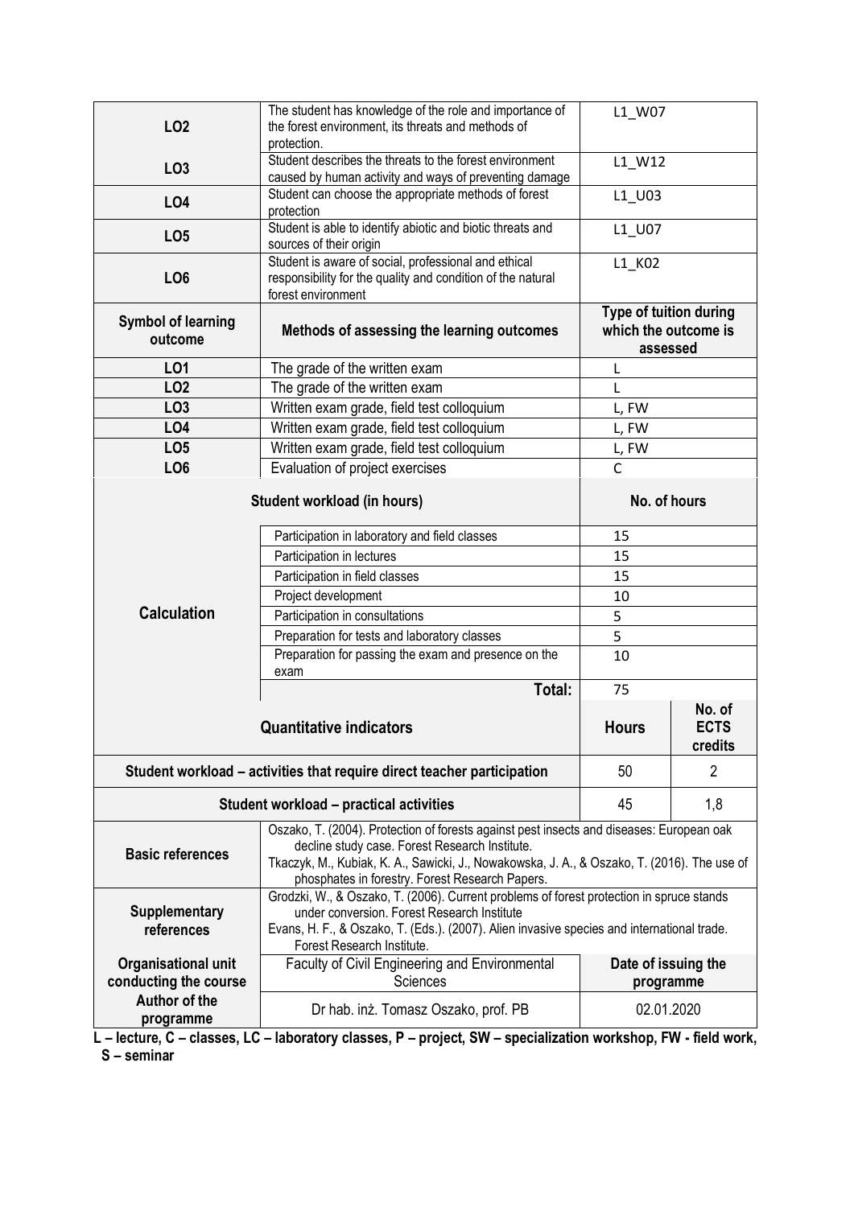| | | |
|---|---|---|
| **LO2** | The student has knowledge of the role and importance of the forest environment, its threats and methods of protection. | L1_W07 |
| **LO3** | Student describes the threats to the forest environment caused by human activity and ways of preventing damage | L1_W12 |
| **LO4** | Student can choose the appropriate methods of forest protection | L1_U03 |
| **LO5** | Student is able to identify abiotic and biotic threats and sources of their origin | L1_U07 |
| **LO6** | Student is aware of social, professional and ethical responsibility for the quality and condition of the natural forest environment | L1_K02 |

| **Symbol of learning outcome** | **Methods of assessing the learning outcomes** | **Type of tuition during which the outcome is assessed** |
|---|---|---|
| **LO1** | The grade of the written exam | L |
| **LO2** | The grade of the written exam | L |
| **LO3** | Written exam grade, field test colloquium | L, FW |
| **LO4** | Written exam grade, field test colloquium | L, FW |
| **LO5** | Written exam grade, field test colloquium | L, FW |
| **LO6** | Evaluation of project exercises | C |

| **Student workload (in hours)** | | **No. of hours** |
|---|---|---|
| **Calculation** | Participation in laboratory and field classes | 15 |
| | Participation in lectures | 15 |
| | Participation in field classes | 15 |
| | Project development | 10 |
| | Participation in consultations | 5 |
| | Preparation for tests and laboratory classes | 5 |
| | Preparation for passing the exam and presence on the exam | 10 |
| | **Total:** | 75 |

| **Quantitative indicators** | **Hours** | **No. of ECTS credits** |
|---|---|---|
| **Student workload – activities that require direct teacher participation** | 50 | 2 |
| **Student workload – practical activities** | 45 | 1,8 |

| | |
|---|---|
| **Basic references** | Oszako, T. (2004). Protection of forests against pest insects and diseases: European oak decline study case. Forest Research Institute.<br>Tkaczyk, M., Kubiak, K. A., Sawicki, J., Nowakowska, J. A., & Oszako, T. (2016). The use of phosphates in forestry. Forest Research Papers. |
| **Supplementary references** | Grodzki, W., & Oszako, T. (2006). Current problems of forest protection in spruce stands under conversion. Forest Research Institute<br>Evans, H. F., & Oszako, T. (Eds.). (2007). Alien invasive species and international trade. Forest Research Institute. |

| | | |
|---|---|---|
| **Organisational unit conducting the course** | Faculty of Civil Engineering and Environmental Sciences | **Date of issuing the programme** |
| **Author of the programme** | Dr hab. inż. Tomasz Oszako, prof. PB | 02.01.2020 |

**L – lecture, C – classes, LC – laboratory classes, P – project, SW – specialization workshop, FW - field work, S – seminar**